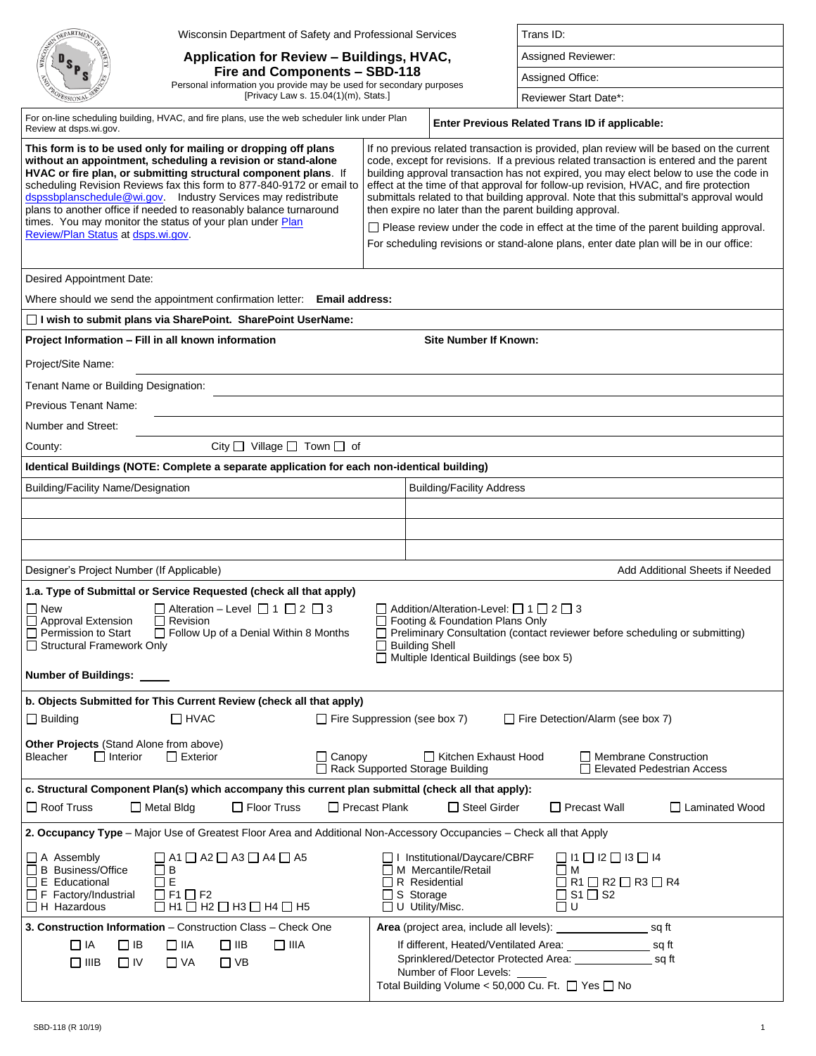Wisconsin Department of Safety and Professional Services

# Application for Review – Buildings, HVAC, Fire and Components – SBD-118

Personal information you provide may be used for secondary purposes [Privacy Law s. 15.04(1)(m), Stats.]

| |
|---|
| Trans ID: |
| Assigned Reviewer: |
| Assigned Office: |
| Reviewer Start Date*: |

For on-line scheduling building, HVAC, and fire plans, use the web scheduler link under Plan Review at dsps.wi.gov.

**Enter Previous Related Trans ID if applicable:**

**This form is to be used only for mailing or dropping off plans without an appointment, scheduling a revision or stand-alone HVAC or fire plan, or submitting structural component plans**. If scheduling Revision Reviews fax this form to 877-840-9172 or email to dspssbplanschedule@wi.gov. Industry Services may redistribute plans to another office if needed to reasonably balance turnaround times. You may monitor the status of your plan under Plan Review/Plan Status at dsps.wi.gov.

If no previous related transaction is provided, plan review will be based on the current code, except for revisions. If a previous related transaction is entered and the parent building approval transaction has not expired, you may elect below to use the code in effect at the time of that approval for follow-up revision, HVAC, and fire protection submittals related to that building approval. Note that this submittal's approval would then expire no later than the parent building approval.

☐ Please review under the code in effect at the time of the parent building approval.

For scheduling revisions or stand-alone plans, enter date plan will be in our office:

Desired Appointment Date:

Where should we send the appointment confirmation letter: **Email address:**

☐ **I wish to submit plans via SharePoint. SharePoint UserName:**

**Project Information – Fill in all known information** **Site Number If Known:**

Project/Site Name:

Tenant Name or Building Designation:

Previous Tenant Name:

Number and Street:

County: City ☐ Village ☐ Town ☐ of

**Identical Buildings (NOTE: Complete a separate application for each non-identical building)**

| Building/Facility Name/Designation | Building/Facility Address |
|---|---|
| | |
| | |
| | |

Designer's Project Number (If Applicable) Add Additional Sheets if Needed

**1.a. Type of Submittal or Service Requested (check all that apply)**

☐ New
☐ Approval Extension
☐ Permission to Start
☐ Structural Framework Only
☐ Alteration – Level ☐ 1 ☐ 2 ☐ 3
☐ Revision
☐ Follow Up of a Denial Within 8 Months
☐ Addition/Alteration-Level: ☐ 1 ☐ 2 ☐ 3
☐ Footing & Foundation Plans Only
☐ Preliminary Consultation (contact reviewer before scheduling or submitting)
☐ Building Shell
☐ Multiple Identical Buildings (see box 5)

**Number of Buildings:** _____

**b. Objects Submitted for This Current Review (check all that apply)**

☐ Building ☐ HVAC ☐ Fire Suppression (see box 7) ☐ Fire Detection/Alarm (see box 7)

**Other Projects** (Stand Alone from above)
Bleacher ☐ Interior ☐ Exterior
☐ Canopy ☐ Kitchen Exhaust Hood ☐ Membrane Construction
☐ Rack Supported Storage Building ☐ Elevated Pedestrian Access

**c. Structural Component Plan(s) which accompany this current plan submittal (check all that apply):**

☐ Roof Truss ☐ Metal Bldg ☐ Floor Truss ☐ Precast Plank ☐ Steel Girder ☐ Precast Wall ☐ Laminated Wood

**2. Occupancy Type** – Major Use of Greatest Floor Area and Additional Non-Accessory Occupancies – Check all that Apply

☐ A Assembly ☐ A1 ☐ A2 ☐ A3 ☐ A4 ☐ A5
☐ B Business/Office ☐ B
☐ E Educational ☐ E
☐ F Factory/Industrial ☐ F1 ☐ F2
☐ H Hazardous ☐ H1 ☐ H2 ☐ H3 ☐ H4 ☐ H5
☐ I Institutional/Daycare/CBRF ☐ I1 ☐ I2 ☐ I3 ☐ I4
☐ M Mercantile/Retail ☐ M
☐ R Residential ☐ R1 ☐ R2 ☐ R3 ☐ R4
☐ S Storage ☐ S1 ☐ S2
☐ U Utility/Misc. ☐ U

**3. Construction Information** – Construction Class – Check One

☐ IA ☐ IB ☐ IIA ☐ IIB ☐ IIIA
☐ IIIB ☐ IV ☐ VA ☐ VB

**Area** (project area, include all levels): ____________ sq ft
If different, Heated/Ventilated Area: ____________ sq ft
Sprinklered/Detector Protected Area: ____________ sq ft
Number of Floor Levels: _____
Total Building Volume < 50,000 Cu. Ft. ☐ Yes ☐ No

SBD-118 (R 10/19)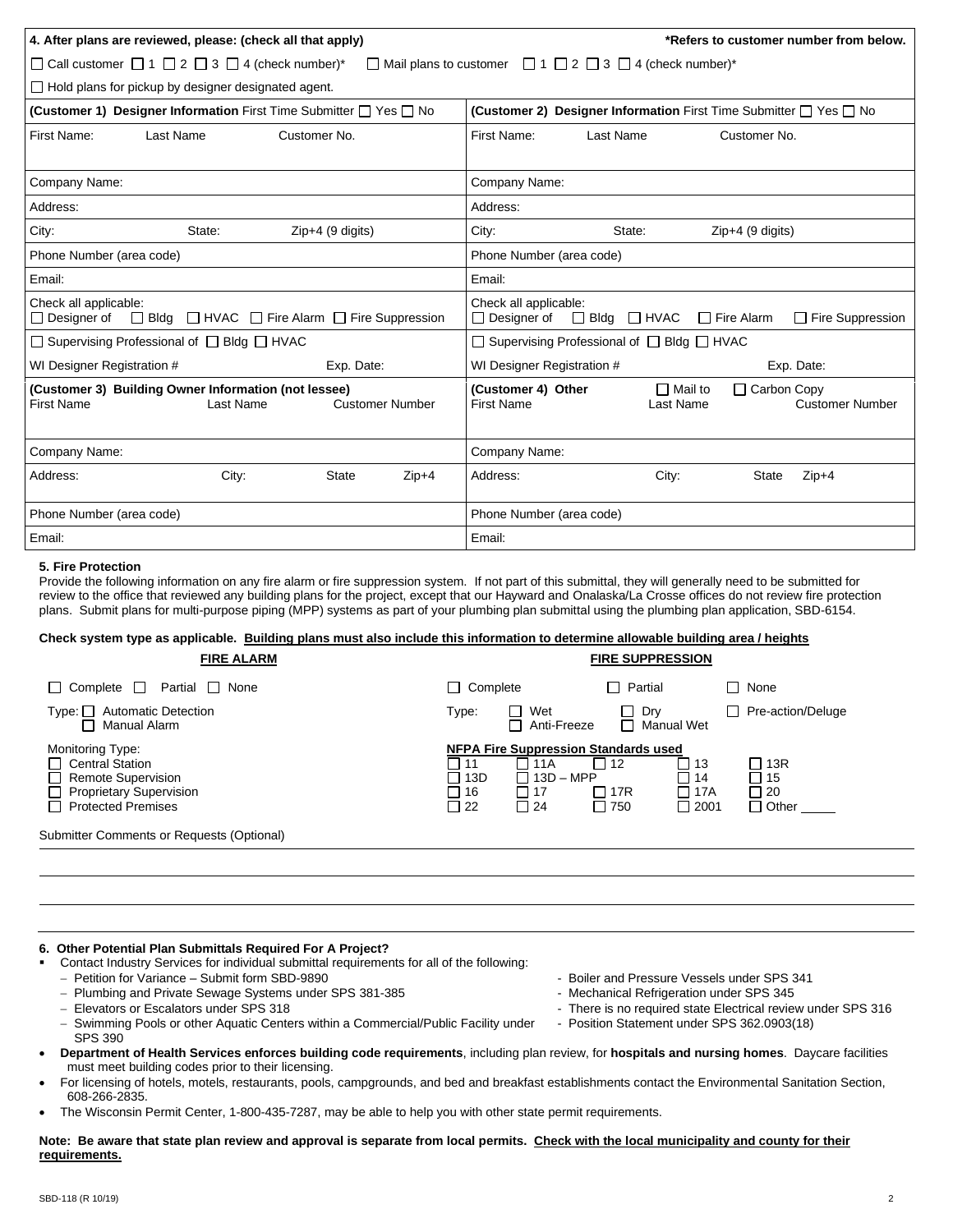| **4. After plans are reviewed, please: (check all that apply)** | ***Refers to customer number from below.** |
|---|---|
| ☐ Call customer ☐ 1 ☐ 2 ☐ 3 ☐ 4 (check number)* | ☐ Mail plans to customer ☐ 1 ☐ 2 ☐ 3 ☐ 4 (check number)* |
| ☐ Hold plans for pickup by designer designated agent. | |
| **(Customer 1) Designer Information** First Time Submitter ☐ Yes ☐ No | **(Customer 2) Designer Information** First Time Submitter ☐ Yes ☐ No |
| First Name: Last Name Customer No. | First Name: Last Name Customer No. |
| Company Name: | Company Name: |
| Address: | Address: |
| City: State: Zip+4 (9 digits) | City: State: Zip+4 (9 digits) |
| Phone Number (area code) | Phone Number (area code) |
| Email: | Email: |
| Check all applicable: ☐ Designer of ☐ Bldg ☐ HVAC ☐ Fire Alarm ☐ Fire Suppression | Check all applicable: ☐ Designer of ☐ Bldg ☐ HVAC ☐ Fire Alarm ☐ Fire Suppression |
| ☐ Supervising Professional of ☐ Bldg ☐ HVAC | ☐ Supervising Professional of ☐ Bldg ☐ HVAC |
| WI Designer Registration # Exp. Date: | WI Designer Registration # Exp. Date: |
| **(Customer 3) Building Owner Information (not lessee)** First Name Last Name Customer Number | **(Customer 4) Other** ☐ Mail to ☐ Carbon Copy First Name Last Name Customer Number |
| Company Name: | Company Name: |
| Address: City: State Zip+4 | Address: City: State Zip+4 |
| Phone Number (area code) | Phone Number (area code) |
| Email: | Email: |

**5. Fire Protection**

Provide the following information on any fire alarm or fire suppression system. If not part of this submittal, they will generally need to be submitted for review to the office that reviewed any building plans for the project, except that our Hayward and Onalaska/La Crosse offices do not review fire protection plans. Submit plans for multi-purpose piping (MPP) systems as part of your plumbing plan submittal using the plumbing plan application, SBD-6154.

**Check system type as applicable. Building plans must also include this information to determine allowable building area / heights**

**FIRE ALARM**

☐ Complete ☐ Partial ☐ None

Type: ☐ Automatic Detection
☐ Manual Alarm

Monitoring Type:
☐ Central Station
☐ Remote Supervision
☐ Proprietary Supervision
☐ Protected Premises

**FIRE SUPPRESSION**

☐ Complete ☐ Partial ☐ None

Type: ☐ Wet ☐ Anti-Freeze ☐ Dry ☐ Manual Wet ☐ Pre-action/Deluge

**NFPA Fire Suppression Standards used**

| | | | | |
|---|---|---|---|---|
| ☐ 11 | ☐ 11A | ☐ 12 | ☐ 13 | ☐ 13R |
| ☐ 13D | ☐ 13D – MPP | | ☐ 14 | ☐ 15 |
| ☐ 16 | ☐ 17 | ☐ 17R | ☐ 17A | ☐ 20 |
| ☐ 22 | ☐ 24 | ☐ 750 | ☐ 2001 | ☐ Other _____ |

Submitter Comments or Requests (Optional)

**6. Other Potential Plan Submittals Required For A Project?**

- Contact Industry Services for individual submittal requirements for all of the following:
  - Petition for Variance – Submit form SBD-9890
  - Plumbing and Private Sewage Systems under SPS 381-385
  - Elevators or Escalators under SPS 318
  - Swimming Pools or other Aquatic Centers within a Commercial/Public Facility under SPS 390
  - Boiler and Pressure Vessels under SPS 341
  - Mechanical Refrigeration under SPS 345
  - There is no required state Electrical review under SPS 316
  - Position Statement under SPS 362.0903(18)
- **Department of Health Services enforces building code requirements**, including plan review, for **hospitals and nursing homes**. Daycare facilities must meet building codes prior to their licensing.
- For licensing of hotels, motels, restaurants, pools, campgrounds, and bed and breakfast establishments contact the Environmental Sanitation Section, 608-266-2835.
- The Wisconsin Permit Center, 1-800-435-7287, may be able to help you with other state permit requirements.

**Note: Be aware that state plan review and approval is separate from local permits. Check with the local municipality and county for their requirements.**

SBD-118 (R 10/19)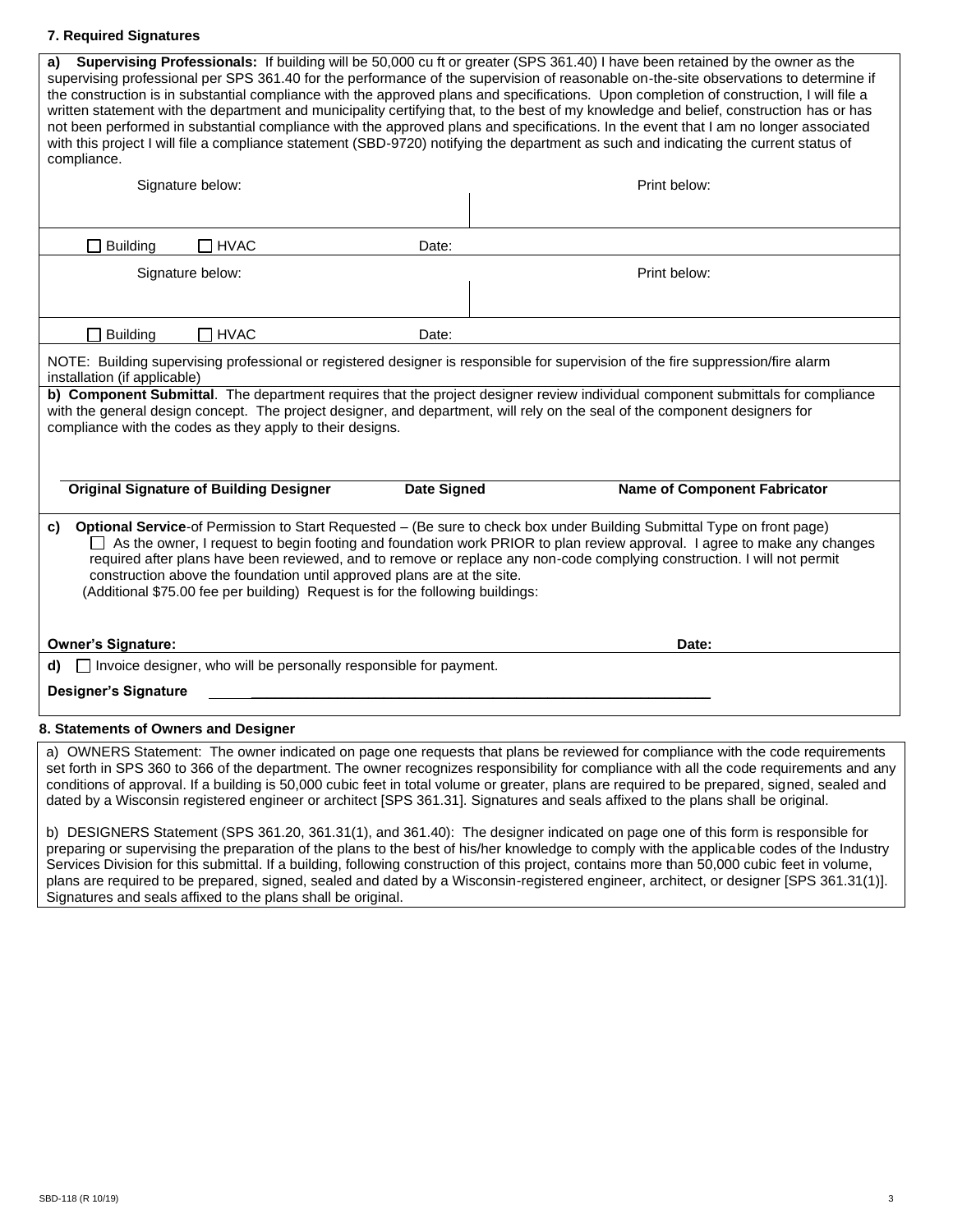### 7. Required Signatures

**a) Supervising Professionals:** If building will be 50,000 cu ft or greater (SPS 361.40) I have been retained by the owner as the supervising professional per SPS 361.40 for the performance of the supervision of reasonable on-the-site observations to determine if the construction is in substantial compliance with the approved plans and specifications. Upon completion of construction, I will file a written statement with the department and municipality certifying that, to the best of my knowledge and belief, construction has or has not been performed in substantial compliance with the approved plans and specifications. In the event that I am no longer associated with this project I will file a compliance statement (SBD-9720) notifying the department as such and indicating the current status of compliance.

| Signature below: | Print below: |
|---|---|
| | |
| ☐ Building ☐ HVAC Date: | |
| Signature below: | Print below: |
| | |
| ☐ Building ☐ HVAC Date: | |

NOTE: Building supervising professional or registered designer is responsible for supervision of the fire suppression/fire alarm installation (if applicable)

**b) Component Submittal**. The department requires that the project designer review individual component submittals for compliance with the general design concept. The project designer, and department, will rely on the seal of the component designers for compliance with the codes as they apply to their designs.

| Original Signature of Building Designer | Date Signed | Name of Component Fabricator |
|---|---|---|

**c) Optional Service**-of Permission to Start Requested – (Be sure to check box under Building Submittal Type on front page)

☐ As the owner, I request to begin footing and foundation work PRIOR to plan review approval. I agree to make any changes required after plans have been reviewed, and to remove or replace any non-code complying construction. I will not permit construction above the foundation until approved plans are at the site.

(Additional $75.00 fee per building) Request is for the following buildings:

**Owner's Signature:** **Date:**

**d)** ☐ Invoice designer, who will be personally responsible for payment.

**Designer's Signature** ____________________________________________

### 8. Statements of Owners and Designer

a) OWNERS Statement: The owner indicated on page one requests that plans be reviewed for compliance with the code requirements set forth in SPS 360 to 366 of the department. The owner recognizes responsibility for compliance with all the code requirements and any conditions of approval. If a building is 50,000 cubic feet in total volume or greater, plans are required to be prepared, signed, sealed and dated by a Wisconsin registered engineer or architect [SPS 361.31]. Signatures and seals affixed to the plans shall be original.

b) DESIGNERS Statement (SPS 361.20, 361.31(1), and 361.40): The designer indicated on page one of this form is responsible for preparing or supervising the preparation of the plans to the best of his/her knowledge to comply with the applicable codes of the Industry Services Division for this submittal. If a building, following construction of this project, contains more than 50,000 cubic feet in volume, plans are required to be prepared, signed, sealed and dated by a Wisconsin-registered engineer, architect, or designer [SPS 361.31(1)]. Signatures and seals affixed to the plans shall be original.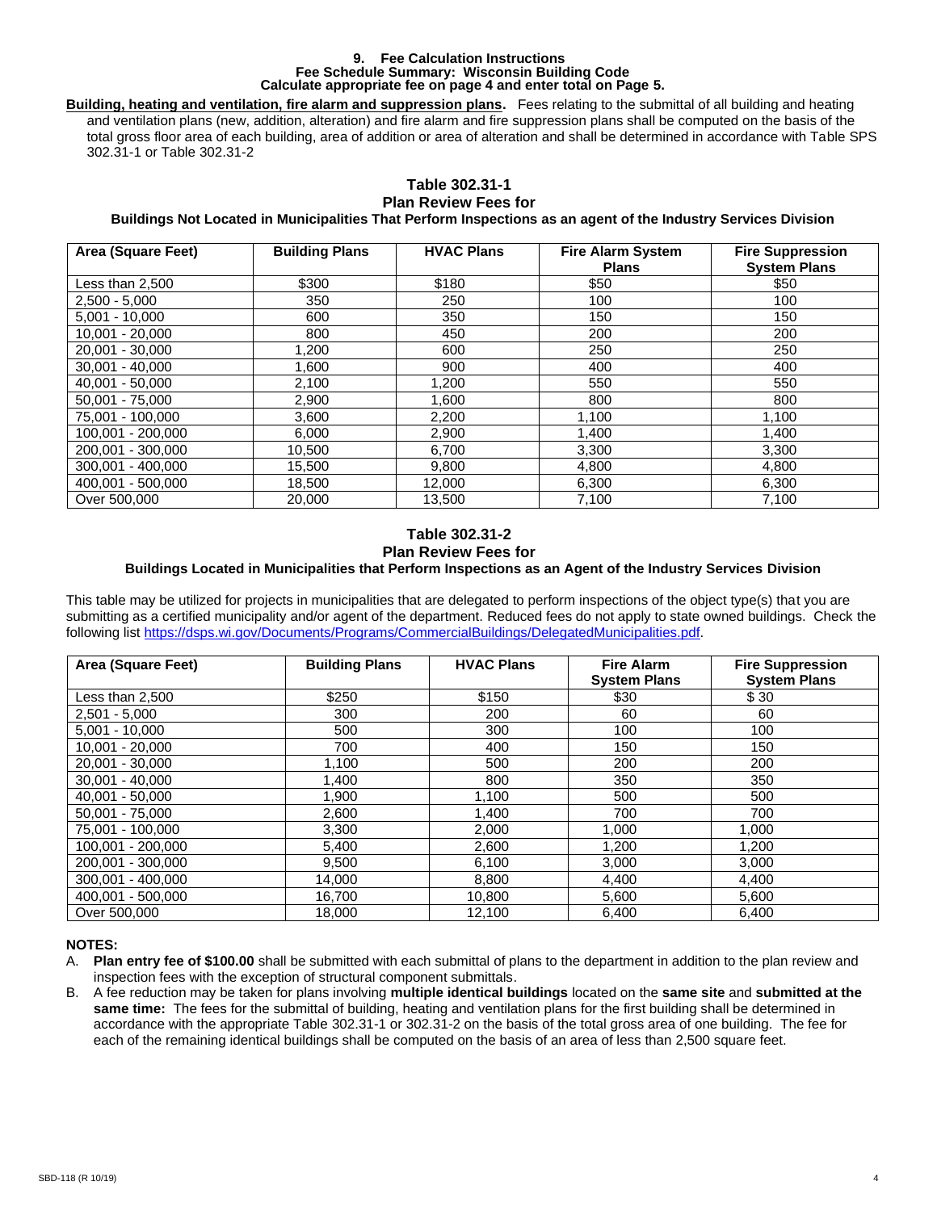### 9. Fee Calculation Instructions
### Fee Schedule Summary: Wisconsin Building Code
### Calculate appropriate fee on page 4 and enter total on Page 5.

**Building, heating and ventilation, fire alarm and suppression plans.** Fees relating to the submittal of all building and heating and ventilation plans (new, addition, alteration) and fire alarm and fire suppression plans shall be computed on the basis of the total gross floor area of each building, area of addition or area of alteration and shall be determined in accordance with Table SPS 302.31-1 or Table 302.31-2

**Table 302.31-1**
**Plan Review Fees for**
**Buildings Not Located in Municipalities That Perform Inspections as an agent of the Industry Services Division**

| Area (Square Feet) | Building Plans | HVAC Plans | Fire Alarm System Plans | Fire Suppression System Plans |
|---|---|---|---|---|
| Less than 2,500 | $300 | $180 | $50 | $50 |
| 2,500 - 5,000 | 350 | 250 | 100 | 100 |
| 5,001 - 10,000 | 600 | 350 | 150 | 150 |
| 10,001 - 20,000 | 800 | 450 | 200 | 200 |
| 20,001 - 30,000 | 1,200 | 600 | 250 | 250 |
| 30,001 - 40,000 | 1,600 | 900 | 400 | 400 |
| 40,001 - 50,000 | 2,100 | 1,200 | 550 | 550 |
| 50,001 - 75,000 | 2,900 | 1,600 | 800 | 800 |
| 75,001 - 100,000 | 3,600 | 2,200 | 1,100 | 1,100 |
| 100,001 - 200,000 | 6,000 | 2,900 | 1,400 | 1,400 |
| 200,001 - 300,000 | 10,500 | 6,700 | 3,300 | 3,300 |
| 300,001 - 400,000 | 15,500 | 9,800 | 4,800 | 4,800 |
| 400,001 - 500,000 | 18,500 | 12,000 | 6,300 | 6,300 |
| Over 500,000 | 20,000 | 13,500 | 7,100 | 7,100 |

**Table 302.31-2**
**Plan Review Fees for**
**Buildings Located in Municipalities that Perform Inspections as an Agent of the Industry Services Division**

This table may be utilized for projects in municipalities that are delegated to perform inspections of the object type(s) that you are submitting as a certified municipality and/or agent of the department. Reduced fees do not apply to state owned buildings. Check the following list https://dsps.wi.gov/Documents/Programs/CommercialBuildings/DelegatedMunicipalities.pdf.

| Area (Square Feet) | Building Plans | HVAC Plans | Fire Alarm System Plans | Fire Suppression System Plans |
|---|---|---|---|---|
| Less than 2,500 | $250 | $150 | $30 | $ 30 |
| 2,501 - 5,000 | 300 | 200 | 60 | 60 |
| 5,001 - 10,000 | 500 | 300 | 100 | 100 |
| 10,001 - 20,000 | 700 | 400 | 150 | 150 |
| 20,001 - 30,000 | 1,100 | 500 | 200 | 200 |
| 30,001 - 40,000 | 1,400 | 800 | 350 | 350 |
| 40,001 - 50,000 | 1,900 | 1,100 | 500 | 500 |
| 50,001 - 75,000 | 2,600 | 1,400 | 700 | 700 |
| 75,001 - 100,000 | 3,300 | 2,000 | 1,000 | 1,000 |
| 100,001 - 200,000 | 5,400 | 2,600 | 1,200 | 1,200 |
| 200,001 - 300,000 | 9,500 | 6,100 | 3,000 | 3,000 |
| 300,001 - 400,000 | 14,000 | 8,800 | 4,400 | 4,400 |
| 400,001 - 500,000 | 16,700 | 10,800 | 5,600 | 5,600 |
| Over 500,000 | 18,000 | 12,100 | 6,400 | 6,400 |

**NOTES:**

A. **Plan entry fee of $100.00** shall be submitted with each submittal of plans to the department in addition to the plan review and inspection fees with the exception of structural component submittals.

B. A fee reduction may be taken for plans involving **multiple identical buildings** located on the **same site** and **submitted at the same time:** The fees for the submittal of building, heating and ventilation plans for the first building shall be determined in accordance with the appropriate Table 302.31-1 or 302.31-2 on the basis of the total gross area of one building. The fee for each of the remaining identical buildings shall be computed on the basis of an area of less than 2,500 square feet.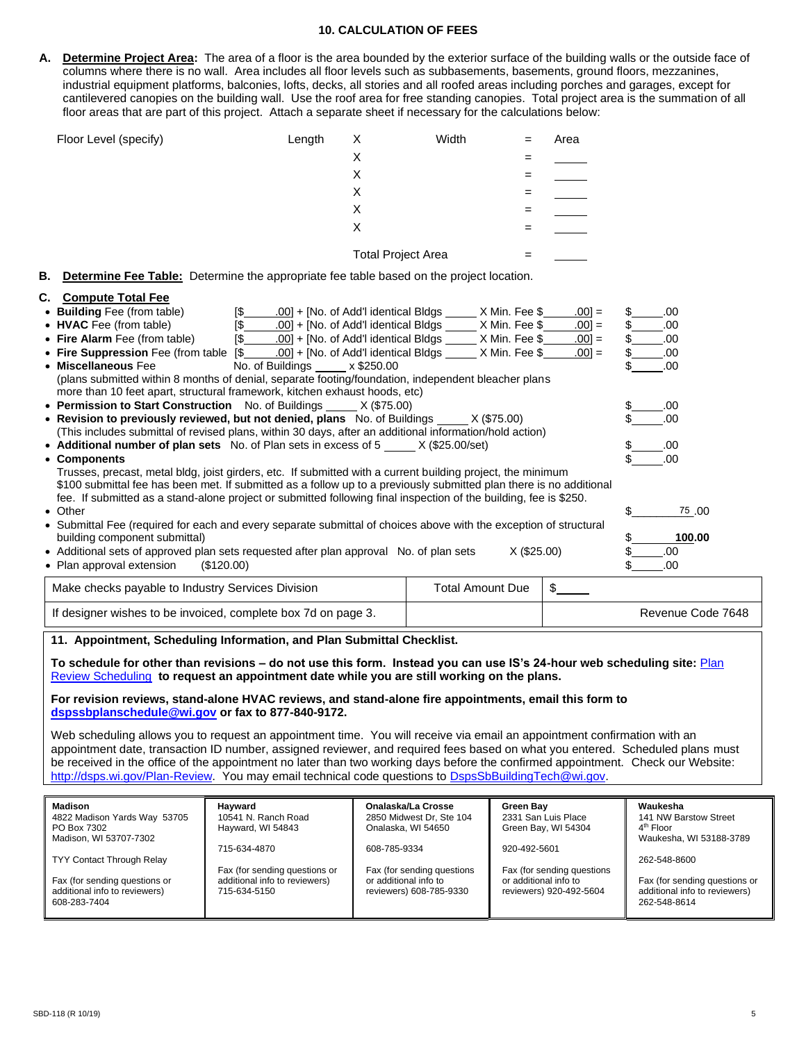## 10. CALCULATION OF FEES

**A. Determine Project Area:** The area of a floor is the area bounded by the exterior surface of the building walls or the outside face of columns where there is no wall. Area includes all floor levels such as subbasements, basements, ground floors, mezzanines, industrial equipment platforms, balconies, lofts, decks, all stories and all roofed areas including porches and garages, except for cantilevered canopies on the building wall. Use the roof area for free standing canopies. Total project area is the summation of all floor areas that are part of this project. Attach a separate sheet if necessary for the calculations below:

| Floor Level (specify) | Length | X | Width | = | Area |
|---|---|---|---|---|---|
| | | X | | = | _____ |
| | | X | | = | _____ |
| | | X | | = | _____ |
| | | X | | = | _____ |
| | | X | | = | _____ |
| | | Total Project Area | | = | _____ |

**B. Determine Fee Table:** Determine the appropriate fee table based on the project location.

**C. Compute Total Fee**

- **Building** Fee (from table) [$_____.00] + [No. of Add'l identical Bldgs _____ X Min. Fee $_____.00] = $_____.00
- **HVAC** Fee (from table) [$_____.00] + [No. of Add'l identical Bldgs _____ X Min. Fee $_____.00] = $_____.00
- **Fire Alarm** Fee (from table) [$_____.00] + [No. of Add'l identical Bldgs _____ X Min. Fee $_____.00] = $_____.00
- **Fire Suppression** Fee (from table [$_____.00] + [No. of Add'l identical Bldgs _____ X Min. Fee $_____.00] = $_____.00
- **Miscellaneous** Fee No. of Buildings _____ x $250.00 $_____.00
  (plans submitted within 8 months of denial, separate footing/foundation, independent bleacher plans more than 10 feet apart, structural framework, kitchen exhaust hoods, etc)
- **Permission to Start Construction** No. of Buildings _____ X ($75.00) $_____.00
- **Revision to previously reviewed, but not denied, plans** No. of Buildings _____ X ($75.00) $_____.00
  (This includes submittal of revised plans, within 30 days, after an additional information/hold action)
- **Additional number of plan sets** No. of Plan sets in excess of 5 _____ X ($25.00/set) $_____.00
- **Components** $_____.00
  Trusses, precast, metal bldg, joist girders, etc. If submitted with a current building project, the minimum $100 submittal fee has been met. If submitted as a follow up to a previously submitted plan there is no additional fee. If submitted as a stand-alone project or submitted following final inspection of the building, fee is $250.
- Other $ 75 .00
- Submittal Fee (required for each and every separate submittal of choices above with the exception of structural building component submittal) $ **100.00**
- Additional sets of approved plan sets requested after plan approval No. of plan sets X ($25.00) $_____.00
- Plan approval extension ($120.00) $_____.00

| | | |
|---|---|---|
| Make checks payable to Industry Services Division | Total Amount Due | $_____ |
| If designer wishes to be invoiced, complete box 7d on page 3. | | Revenue Code 7648 |

## 11. Appointment, Scheduling Information, and Plan Submittal Checklist.

**To schedule for other than revisions – do not use this form. Instead you can use IS's 24-hour web scheduling site: Plan Review Scheduling to request an appointment date while you are still working on the plans.**

**For revision reviews, stand-alone HVAC reviews, and stand-alone fire appointments, email this form to dspssbplanschedule@wi.gov or fax to 877-840-9172.**

Web scheduling allows you to request an appointment time. You will receive via email an appointment confirmation with an appointment date, transaction ID number, assigned reviewer, and required fees based on what you entered. Scheduled plans must be received in the office of the appointment no later than two working days before the confirmed appointment. Check our Website: http://dsps.wi.gov/Plan-Review. You may email technical code questions to DspsSbBuildingTech@wi.gov.

| Madison | Hayward | Onalaska/La Crosse | Green Bay | Waukesha |
|---|---|---|---|---|
| 4822 Madison Yards Way 53705<br>PO Box 7302<br>Madison, WI 53707-7302 | 10541 N. Ranch Road<br>Hayward, WI 54843 | 2850 Midwest Dr, Ste 104<br>Onalaska, WI 54650 | 2331 San Luis Place<br>Green Bay, WI 54304 | 141 NW Barstow Street<br>4th Floor<br>Waukesha, WI 53188-3789 |
| TYY Contact Through Relay | 715-634-4870 | 608-785-9334 | 920-492-5601 | 262-548-8600 |
| Fax (for sending questions or additional info to reviewers) 608-283-7404 | Fax (for sending questions or additional info to reviewers) 715-634-5150 | Fax (for sending questions or additional info to reviewers) 608-785-9330 | Fax (for sending questions or additional info to reviewers) 920-492-5604 | Fax (for sending questions or additional info to reviewers) 262-548-8614 |

SBD-118 (R 10/19)